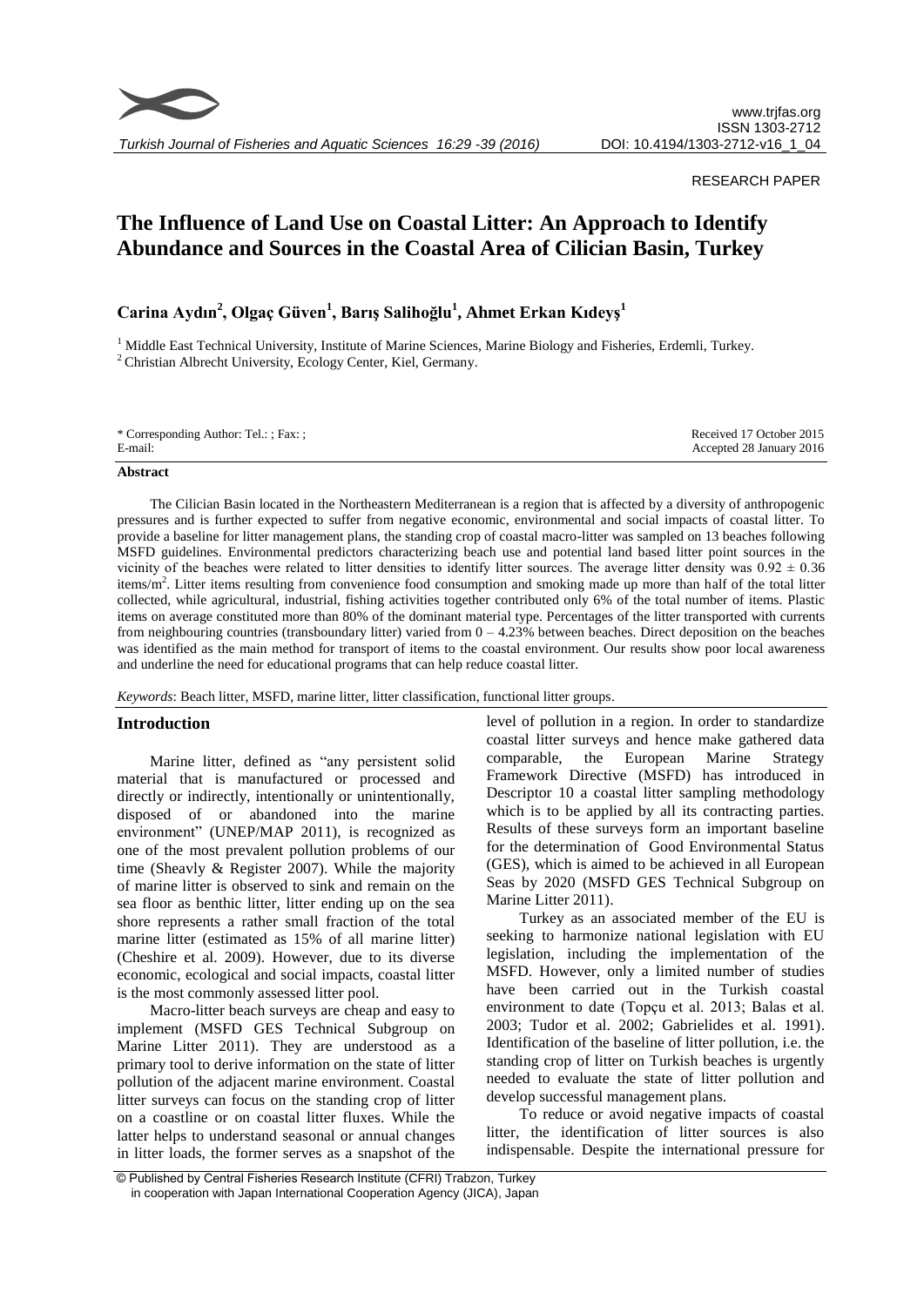RESEARCH PAPER

# The Influence of Land Use on Coastal Litter: An Approach to Identify Abundance and Sources in the Coastal Area of Cilician Basin, Turkey

**Carina Aydın[2], Olgaç Güven[1], Barış Salihoğlu[1], Ahmet Erkan Kıdeyş[1]**

[1] Middle East Technical University, Institute of Marine Sciences, Marine Biology and Fisheries, Erdemli, Turkey.
[2] Christian Albrecht University, Ecology Center, Kiel, Germany.

\* Corresponding Author: Tel.: ; Fax: ;
E-mail:

Received 17 October 2015
Accepted 28 January 2016

### Abstract

The Cilician Basin located in the Northeastern Mediterranean is a region that is affected by a diversity of anthropogenic pressures and is further expected to suffer from negative economic, environmental and social impacts of coastal litter. To provide a baseline for litter management plans, the standing crop of coastal macro-litter was sampled on 13 beaches following MSFD guidelines. Environmental predictors characterizing beach use and potential land based litter point sources in the vicinity of the beaches were related to litter densities to identify litter sources. The average litter density was $0.92 \pm 0.36$ items/m$^2$. Litter items resulting from convenience food consumption and smoking made up more than half of the total litter collected, while agricultural, industrial, fishing activities together contributed only 6% of the total number of items. Plastic items on average constituted more than 80% of the dominant material type. Percentages of the litter transported with currents from neighbouring countries (transboundary litter) varied from 0 – 4.23% between beaches. Direct deposition on the beaches was identified as the main method for transport of items to the coastal environment. Our results show poor local awareness and underline the need for educational programs that can help reduce coastal litter.

*Keywords*: Beach litter, MSFD, marine litter, litter classification, functional litter groups.

## Introduction

Marine litter, defined as "any persistent solid material that is manufactured or processed and directly or indirectly, intentionally or unintentionally, disposed of or abandoned into the marine environment" (UNEP/MAP 2011), is recognized as one of the most prevalent pollution problems of our time (Sheavly & Register 2007). While the majority of marine litter is observed to sink and remain on the sea floor as benthic litter, litter ending up on the sea shore represents a rather small fraction of the total marine litter (estimated as 15% of all marine litter) (Cheshire et al. 2009). However, due to its diverse economic, ecological and social impacts, coastal litter is the most commonly assessed litter pool.

Macro-litter beach surveys are cheap and easy to implement (MSFD GES Technical Subgroup on Marine Litter 2011). They are understood as a primary tool to derive information on the state of litter pollution of the adjacent marine environment. Coastal litter surveys can focus on the standing crop of litter on a coastline or on coastal litter fluxes. While the latter helps to understand seasonal or annual changes in litter loads, the former serves as a snapshot of the level of pollution in a region. In order to standardize coastal litter surveys and hence make gathered data comparable, the European Marine Strategy Framework Directive (MSFD) has introduced in Descriptor 10 a coastal litter sampling methodology which is to be applied by all its contracting parties. Results of these surveys form an important baseline for the determination of Good Environmental Status (GES), which is aimed to be achieved in all European Seas by 2020 (MSFD GES Technical Subgroup on Marine Litter 2011).

Turkey as an associated member of the EU is seeking to harmonize national legislation with EU legislation, including the implementation of the MSFD. However, only a limited number of studies have been carried out in the Turkish coastal environment to date (Topçu et al. 2013; Balas et al. 2003; Tudor et al. 2002; Gabrielides et al. 1991). Identification of the baseline of litter pollution, i.e. the standing crop of litter on Turkish beaches is urgently needed to evaluate the state of litter pollution and develop successful management plans.

To reduce or avoid negative impacts of coastal litter, the identification of litter sources is also indispensable. Despite the international pressure for

© Published by Central Fisheries Research Institute (CFRI) Trabzon, Turkey in cooperation with Japan International Cooperation Agency (JICA), Japan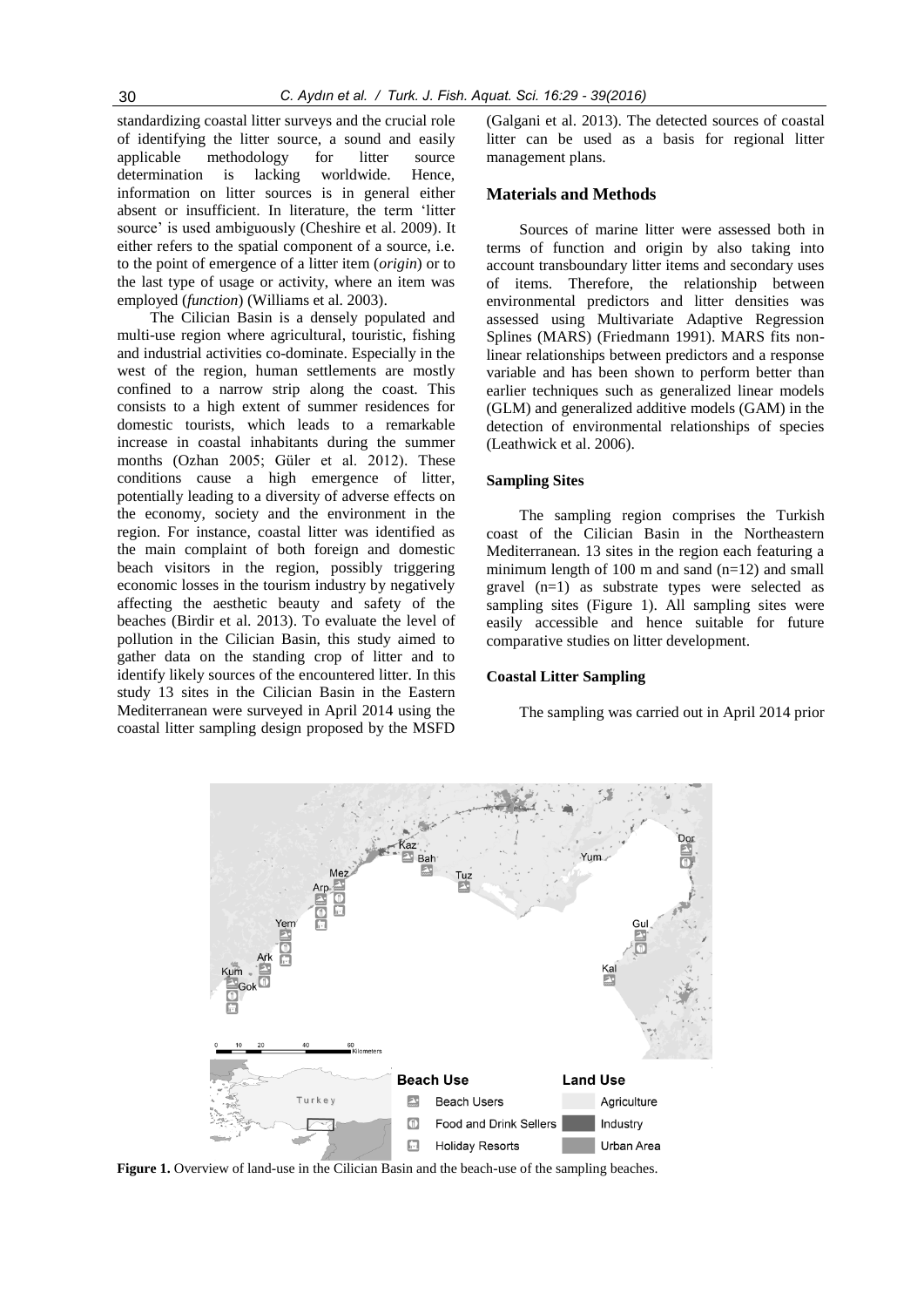standardizing coastal litter surveys and the crucial role of identifying the litter source, a sound and easily applicable methodology for litter source determination is lacking worldwide. Hence, information on litter sources is in general either absent or insufficient. In literature, the term 'litter source' is used ambiguously (Cheshire et al. 2009). It either refers to the spatial component of a source, i.e. to the point of emergence of a litter item (*origin*) or to the last type of usage or activity, where an item was employed (*function*) (Williams et al. 2003).

The Cilician Basin is a densely populated and multi-use region where agricultural, touristic, fishing and industrial activities co-dominate. Especially in the west of the region, human settlements are mostly confined to a narrow strip along the coast. This consists to a high extent of summer residences for domestic tourists, which leads to a remarkable increase in coastal inhabitants during the summer months (Ozhan 2005; Güler et al. 2012). These conditions cause a high emergence of litter, potentially leading to a diversity of adverse effects on the economy, society and the environment in the region. For instance, coastal litter was identified as the main complaint of both foreign and domestic beach visitors in the region, possibly triggering economic losses in the tourism industry by negatively affecting the aesthetic beauty and safety of the beaches (Birdir et al. 2013). To evaluate the level of pollution in the Cilician Basin, this study aimed to gather data on the standing crop of litter and to identify likely sources of the encountered litter. In this study 13 sites in the Cilician Basin in the Eastern Mediterranean were surveyed in April 2014 using the coastal litter sampling design proposed by the MSFD (Galgani et al. 2013). The detected sources of coastal litter can be used as a basis for regional litter management plans.

## Materials and Methods

Sources of marine litter were assessed both in terms of function and origin by also taking into account transboundary litter items and secondary uses of items. Therefore, the relationship between environmental predictors and litter densities was assessed using Multivariate Adaptive Regression Splines (MARS) (Friedmann 1991). MARS fits non-linear relationships between predictors and a response variable and has been shown to perform better than earlier techniques such as generalized linear models (GLM) and generalized additive models (GAM) in the detection of environmental relationships of species (Leathwick et al. 2006).

### Sampling Sites

The sampling region comprises the Turkish coast of the Cilician Basin in the Northeastern Mediterranean. 13 sites in the region each featuring a minimum length of 100 m and sand (n=12) and small gravel (n=1) as substrate types were selected as sampling sites (Figure 1). All sampling sites were easily accessible and hence suitable for future comparative studies on litter development.

### Coastal Litter Sampling

The sampling was carried out in April 2014 prior

**Figure 1.** Overview of land-use in the Cilician Basin and the beach-use of the sampling beaches.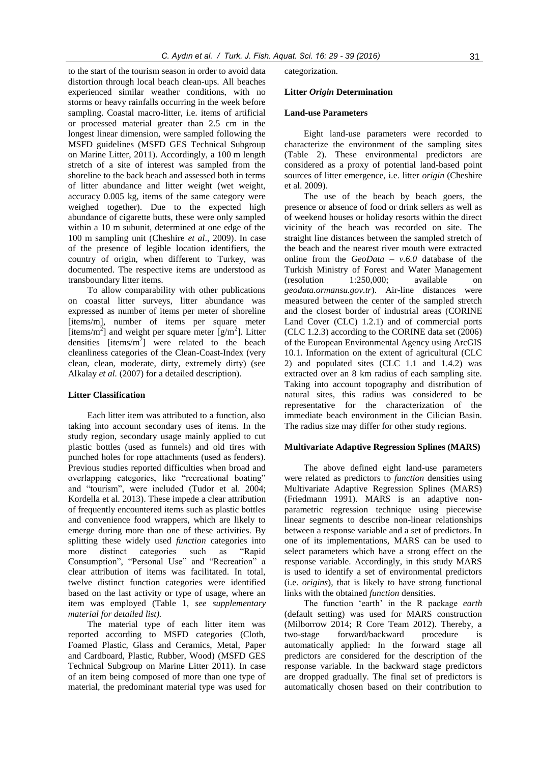to the start of the tourism season in order to avoid data distortion through local beach clean-ups. All beaches experienced similar weather conditions, with no storms or heavy rainfalls occurring in the week before sampling. Coastal macro-litter, i.e. items of artificial or processed material greater than 2.5 cm in the longest linear dimension, were sampled following the MSFD guidelines (MSFD GES Technical Subgroup on Marine Litter, 2011). Accordingly, a 100 m length stretch of a site of interest was sampled from the shoreline to the back beach and assessed both in terms of litter abundance and litter weight (wet weight, accuracy 0.005 kg, items of the same category were weighed together). Due to the expected high abundance of cigarette butts, these were only sampled within a 10 m subunit, determined at one edge of the 100 m sampling unit (Cheshire *et al*., 2009). In case of the presence of legible location identifiers, the country of origin, when different to Turkey, was documented. The respective items are understood as transboundary litter items.

To allow comparability with other publications on coastal litter surveys, litter abundance was expressed as number of items per meter of shoreline [items/m], number of items per square meter [items/m$^2$] and weight per square meter [g/m$^2$]. Litter densities [items/m$^2$] were related to the beach cleanliness categories of the Clean-Coast-Index (very clean, clean, moderate, dirty, extremely dirty) (see Alkalay *et al.* (2007) for a detailed description).

### Litter Classification

Each litter item was attributed to a function, also taking into account secondary uses of items. In the study region, secondary usage mainly applied to cut plastic bottles (used as funnels) and old tires with punched holes for rope attachments (used as fenders). Previous studies reported difficulties when broad and overlapping categories, like "recreational boating" and "tourism", were included (Tudor et al. 2004; Kordella et al. 2013). These impede a clear attribution of frequently encountered items such as plastic bottles and convenience food wrappers, which are likely to emerge during more than one of these activities. By splitting these widely used *function* categories into more distinct categories such as "Rapid Consumption", "Personal Use" and "Recreation" a clear attribution of items was facilitated. In total, twelve distinct function categories were identified based on the last activity or type of usage, where an item was employed (Table 1, *see supplementary material for detailed list).*

The material type of each litter item was reported according to MSFD categories (Cloth, Foamed Plastic, Glass and Ceramics, Metal, Paper and Cardboard, Plastic, Rubber, Wood) (MSFD GES Technical Subgroup on Marine Litter 2011). In case of an item being composed of more than one type of material, the predominant material type was used for categorization.

### Litter *Origin* Determination

### Land-use Parameters

Eight land-use parameters were recorded to characterize the environment of the sampling sites (Table 2). These environmental predictors are considered as a proxy of potential land-based point sources of litter emergence, i.e. litter *origin* (Cheshire et al. 2009).

The use of the beach by beach goers, the presence or absence of food or drink sellers as well as of weekend houses or holiday resorts within the direct vicinity of the beach was recorded on site. The straight line distances between the sampled stretch of the beach and the nearest river mouth were extracted online from the *GeoData – v.6.0* database of the Turkish Ministry of Forest and Water Management (resolution 1:250,000; available on *geodata.ormansu.gov.tr*). Air-line distances were measured between the center of the sampled stretch and the closest border of industrial areas (CORINE Land Cover (CLC) 1.2.1) and of commercial ports (CLC 1.2.3) according to the CORINE data set (2006) of the European Environmental Agency using ArcGIS 10.1. Information on the extent of agricultural (CLC 2) and populated sites (CLC 1.1 and 1.4.2) was extracted over an 8 km radius of each sampling site. Taking into account topography and distribution of natural sites, this radius was considered to be representative for the characterization of the immediate beach environment in the Cilician Basin. The radius size may differ for other study regions.

### Multivariate Adaptive Regression Splines (MARS)

The above defined eight land-use parameters were related as predictors to *function* densities using Multivariate Adaptive Regression Splines (MARS) (Friedmann 1991). MARS is an adaptive non-parametric regression technique using piecewise linear segments to describe non-linear relationships between a response variable and a set of predictors. In one of its implementations, MARS can be used to select parameters which have a strong effect on the response variable. Accordingly, in this study MARS is used to identify a set of environmental predictors (i.e. *origins*), that is likely to have strong functional links with the obtained *function* densities.

The function 'earth' in the R package *earth* (default setting) was used for MARS construction (Milborrow 2014; R Core Team 2012). Thereby, a two-stage forward/backward procedure is automatically applied: In the forward stage all predictors are considered for the description of the response variable. In the backward stage predictors are dropped gradually. The final set of predictors is automatically chosen based on their contribution to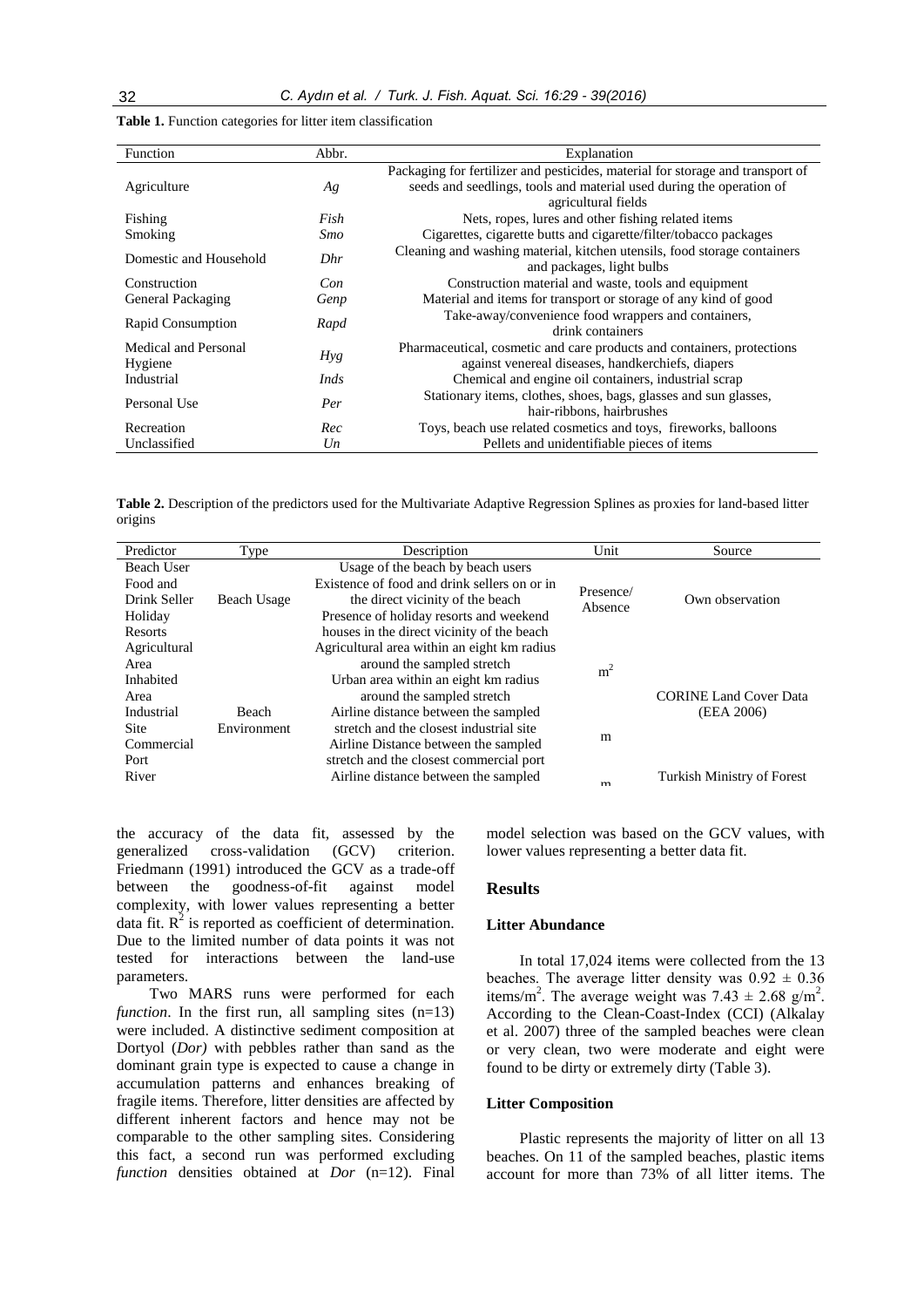**Table 1.** Function categories for litter item classification

| Function | Abbr. | Explanation |
|---|---|---|
| Agriculture | *Ag* | Packaging for fertilizer and pesticides, material for storage and transport of seeds and seedlings, tools and material used during the operation of agricultural fields |
| Fishing | *Fish* | Nets, ropes, lures and other fishing related items |
| Smoking | *Smo* | Cigarettes, cigarette butts and cigarette/filter/tobacco packages |
| Domestic and Household | *Dhr* | Cleaning and washing material, kitchen utensils, food storage containers and packages, light bulbs |
| Construction | *Con* | Construction material and waste, tools and equipment |
| General Packaging | *Genp* | Material and items for transport or storage of any kind of good |
| Rapid Consumption | *Rapd* | Take-away/convenience food wrappers and containers, drink containers |
| Medical and Personal Hygiene | *Hyg* | Pharmaceutical, cosmetic and care products and containers, protections against venereal diseases, handkerchiefs, diapers |
| Industrial | *Inds* | Chemical and engine oil containers, industrial scrap |
| Personal Use | *Per* | Stationary items, clothes, shoes, bags, glasses and sun glasses, hair-ribbons, hairbrushes |
| Recreation | *Rec* | Toys, beach use related cosmetics and toys, fireworks, balloons |
| Unclassified | *Un* | Pellets and unidentifiable pieces of items |

**Table 2.** Description of the predictors used for the Multivariate Adaptive Regression Splines as proxies for land-based litter origins

| Predictor | Type | Description | Unit | Source |
|---|---|---|---|---|
| Beach User | Beach Usage | Usage of the beach by beach users | Presence/ Absence | Own observation |
| Food and Drink Seller | | Existence of food and drink sellers on or in the direct vicinity of the beach | | |
| Holiday Resorts | | Presence of holiday resorts and weekend houses in the direct vicinity of the beach | | |
| Agricultural Area | Beach Environment | Agricultural area within an eight km radius around the sampled stretch | $m^2$ | CORINE Land Cover Data (EEA 2006) |
| Inhabited Area | | Urban area within an eight km radius around the sampled stretch | | |
| Industrial Site | | Airline distance between the sampled stretch and the closest industrial site | m | |
| Commercial Port | | Airline Distance between the sampled stretch and the closest commercial port | | |
| River | | Airline distance between the sampled | m | Turkish Ministry of Forest |

the accuracy of the data fit, assessed by the generalized cross-validation (GCV) criterion. Friedmann (1991) introduced the GCV as a trade-off between the goodness-of-fit against model complexity, with lower values representing a better data fit. $R^2$ is reported as coefficient of determination. Due to the limited number of data points it was not tested for interactions between the land-use parameters.

Two MARS runs were performed for each *function*. In the first run, all sampling sites (n=13) were included. A distinctive sediment composition at Dortyol (*Dor)* with pebbles rather than sand as the dominant grain type is expected to cause a change in accumulation patterns and enhances breaking of fragile items. Therefore, litter densities are affected by different inherent factors and hence may not be comparable to the other sampling sites. Considering this fact, a second run was performed excluding *function* densities obtained at *Dor* (n=12). Final model selection was based on the GCV values, with lower values representing a better data fit.

## Results

### Litter Abundance

In total 17,024 items were collected from the 13 beaches. The average litter density was $0.92 \pm 0.36$ items/$m^2$. The average weight was $7.43 \pm 2.68$ g/$m^2$. According to the Clean-Coast-Index (CCI) (Alkalay et al. 2007) three of the sampled beaches were clean or very clean, two were moderate and eight were found to be dirty or extremely dirty (Table 3).

### Litter Composition

Plastic represents the majority of litter on all 13 beaches. On 11 of the sampled beaches, plastic items account for more than 73% of all litter items. The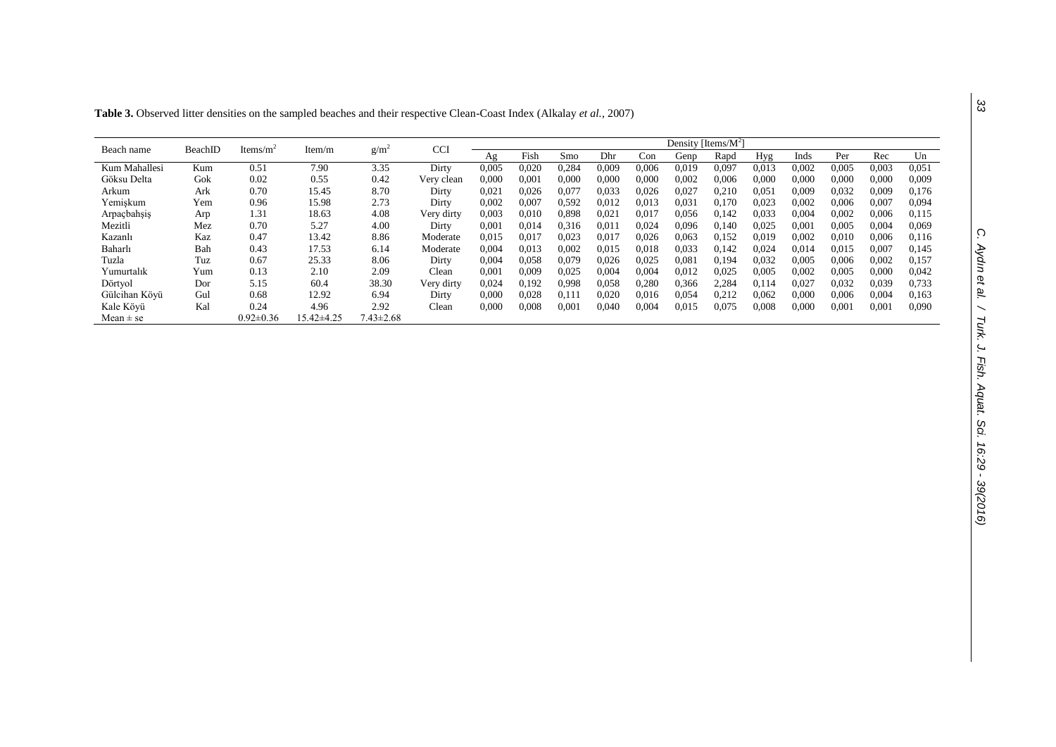**Table 3.** Observed litter densities on the sampled beaches and their respective Clean-Coast Index (Alkalay *et al.*, 2007)

| Beach name | BeachID | Items/m$^2$ | Item/m | g/m$^2$ | CCI | Density [Items/M$^2$] | | | | | | | | | | | |
|---|---|---|---|---|---|---|---|---|---|---|---|---|---|---|---|---|---|
| | | | | | | Ag | Fish | Smo | Dhr | Con | Genp | Rapd | Hyg | Inds | Per | Rec | Un |
| Kum Mahallesi | Kum | 0.51 | 7.90 | 3.35 | Dirty | 0,005 | 0,020 | 0,284 | 0,009 | 0,006 | 0,019 | 0,097 | 0,013 | 0,002 | 0,005 | 0,003 | 0,051 |
| Göksu Delta | Gok | 0.02 | 0.55 | 0.42 | Very clean | 0,000 | 0,001 | 0,000 | 0,000 | 0,000 | 0,002 | 0,006 | 0,000 | 0,000 | 0,000 | 0,000 | 0,009 |
| Arkum | Ark | 0.70 | 15.45 | 8.70 | Dirty | 0,021 | 0,026 | 0,077 | 0,033 | 0,026 | 0,027 | 0,210 | 0,051 | 0,009 | 0,032 | 0,009 | 0,176 |
| Yemişkum | Yem | 0.96 | 15.98 | 2.73 | Dirty | 0,002 | 0,007 | 0,592 | 0,012 | 0,013 | 0,031 | 0,170 | 0,023 | 0,002 | 0,006 | 0,007 | 0,094 |
| Arpaçbahşiş | Arp | 1.31 | 18.63 | 4.08 | Very dirty | 0,003 | 0,010 | 0,898 | 0,021 | 0,017 | 0,056 | 0,142 | 0,033 | 0,004 | 0,002 | 0,006 | 0,115 |
| Mezitli | Mez | 0.70 | 5.27 | 4.00 | Dirty | 0,001 | 0,014 | 0,316 | 0,011 | 0,024 | 0,096 | 0,140 | 0,025 | 0,001 | 0,005 | 0,004 | 0,069 |
| Kazanlı | Kaz | 0.47 | 13.42 | 8.86 | Moderate | 0,015 | 0,017 | 0,023 | 0,017 | 0,026 | 0,063 | 0,152 | 0,019 | 0,002 | 0,010 | 0,006 | 0,116 |
| Baharlı | Bah | 0.43 | 17.53 | 6.14 | Moderate | 0,004 | 0,013 | 0,002 | 0,015 | 0,018 | 0,033 | 0,142 | 0,024 | 0,014 | 0,015 | 0,007 | 0,145 |
| Tuzla | Tuz | 0.67 | 25.33 | 8.06 | Dirty | 0,004 | 0,058 | 0,079 | 0,026 | 0,025 | 0,081 | 0,194 | 0,032 | 0,005 | 0,006 | 0,002 | 0,157 |
| Yumurtalık | Yum | 0.13 | 2.10 | 2.09 | Clean | 0,001 | 0,009 | 0,025 | 0,004 | 0,004 | 0,012 | 0,025 | 0,005 | 0,002 | 0,005 | 0,000 | 0,042 |
| Dörtyol | Dor | 5.15 | 60.4 | 38.30 | Very dirty | 0,024 | 0,192 | 0,998 | 0,058 | 0,280 | 0,366 | 2,284 | 0,114 | 0,027 | 0,032 | 0,039 | 0,733 |
| Gülcihan Köyü | Gul | 0.68 | 12.92 | 6.94 | Dirty | 0,000 | 0,028 | 0,111 | 0,020 | 0,016 | 0,054 | 0,212 | 0,062 | 0,000 | 0,006 | 0,004 | 0,163 |
| Kale Köyü | Kal | 0.24 | 4.96 | 2.92 | Clean | 0,000 | 0,008 | 0,001 | 0,040 | 0,004 | 0,015 | 0,075 | 0,008 | 0,000 | 0,001 | 0,001 | 0,090 |
| Mean ± se | | 0.92±0.36 | 15.42±4.25 | 7.43±2.68 | | | | | | | | | | | | | |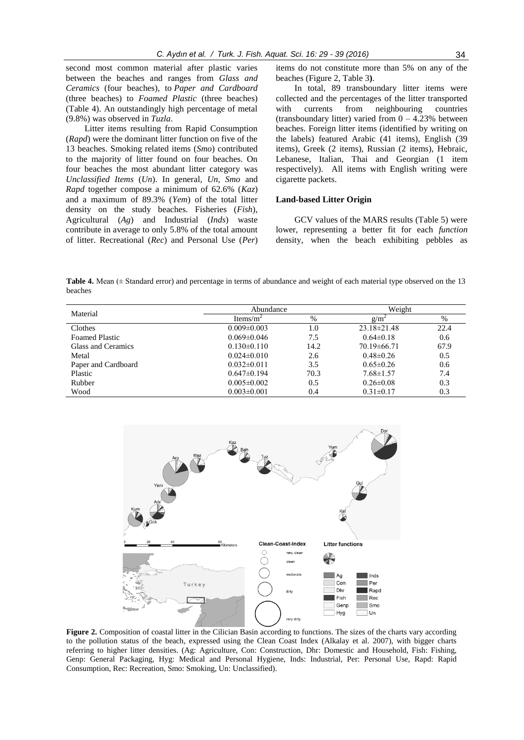second most common material after plastic varies between the beaches and ranges from *Glass and Ceramics* (four beaches), to *Paper and Cardboard* (three beaches) to *Foamed Plastic* (three beaches) (Table 4). An outstandingly high percentage of metal (9.8%) was observed in *Tuzla*.

Litter items resulting from Rapid Consumption (*Rapd*) were the dominant litter function on five of the 13 beaches. Smoking related items (*Smo*) contributed to the majority of litter found on four beaches. On four beaches the most abundant litter category was *Unclassified Items* (*Un*). In general, *Un*, *Smo* and *Rapd* together compose a minimum of 62.6% (*Kaz*) and a maximum of 89.3% (*Yem*) of the total litter density on the study beaches. Fisheries (*Fish*), Agricultural (*Ag*) and Industrial (*Inds*) waste contribute in average to only 5.8% of the total amount of litter. Recreational (*Rec*) and Personal Use (*Per*) items do not constitute more than 5% on any of the beaches (Figure 2, Table 3**)**.

In total, 89 transboundary litter items were collected and the percentages of the litter transported with currents from neighbouring countries (transboundary litter) varied from 0 – 4.23% between beaches. Foreign litter items (identified by writing on the labels) featured Arabic (41 items), English (39 items), Greek (2 items), Russian (2 items), Hebraic, Lebanese, Italian, Thai and Georgian (1 item respectively). All items with English writing were cigarette packets.

### Land-based Litter Origin

GCV values of the MARS results (Table 5) were lower, representing a better fit for each *function* density, when the beach exhibiting pebbles as

**Table 4.** Mean (± Standard error) and percentage in terms of abundance and weight of each material type observed on the 13 beaches

| Material | Abundance | | Weight | |
|---|---|---|---|---|
| | Items/m$^2$ | % | g/m$^2$ | % |
| Clothes | 0.009±0.003 | 1.0 | 23.18±21.48 | 22.4 |
| Foamed Plastic | 0.069±0.046 | 7.5 | 0.64±0.18 | 0.6 |
| Glass and Ceramics | 0.130±0.110 | 14.2 | 70.19±66.71 | 67.9 |
| Metal | 0.024±0.010 | 2.6 | 0.48±0.26 | 0.5 |
| Paper and Cardboard | 0.032±0.011 | 3.5 | 0.65±0.26 | 0.6 |
| Plastic | 0.647±0.194 | 70.3 | 7.68±1.57 | 7.4 |
| Rubber | 0.005±0.002 | 0.5 | 0.26±0.08 | 0.3 |
| Wood | 0.003±0.001 | 0.4 | 0.31±0.17 | 0.3 |

**Figure 2.** Composition of coastal litter in the Cilician Basin according to functions. The sizes of the charts vary according to the pollution status of the beach, expressed using the Clean Coast Index (Alkalay et al. 2007), with bigger charts referring to higher litter densities. (Ag: Agriculture, Con: Construction, Dhr: Domestic and Household, Fish: Fishing, Genp: General Packaging, Hyg: Medical and Personal Hygiene, Inds: Industrial, Per: Personal Use, Rapd: Rapid Consumption, Rec: Recreation, Smo: Smoking, Un: Unclassified).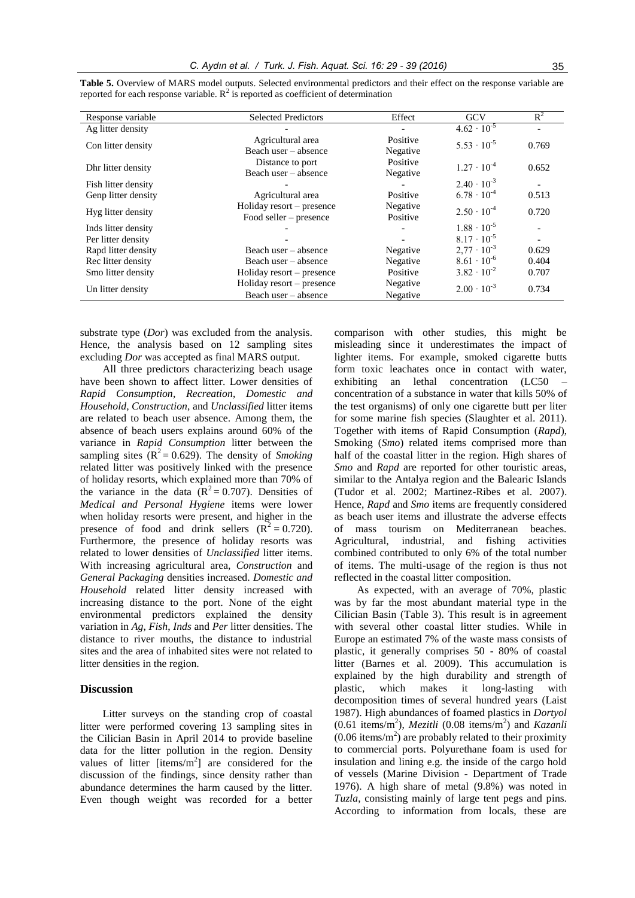**Table 5.** Overview of MARS model outputs. Selected environmental predictors and their effect on the response variable are reported for each response variable. $R^2$ is reported as coefficient of determination

| Response variable | Selected Predictors | Effect | GCV | $R^2$ |
|---|---|---|---|---|
| Ag litter density | - | - | $4.62 \cdot 10^{-5}$ | - |
| Con litter density | Agricultural area<br>Beach user – absence | Positive<br>Negative | $5.53 \cdot 10^{-5}$ | 0.769 |
| Dhr litter density | Distance to port<br>Beach user – absence | Positive<br>Negative | $1.27 \cdot 10^{-4}$ | 0.652 |
| Fish litter density | - | - | $2.40 \cdot 10^{-3}$ | - |
| Genp litter density | Agricultural area | Positive | $6.78 \cdot 10^{-4}$ | 0.513 |
| Hyg litter density | Holiday resort – presence<br>Food seller – presence | Negative<br>Positive | $2.50 \cdot 10^{-4}$ | 0.720 |
| Inds litter density | - | - | $1.88 \cdot 10^{-5}$ | - |
| Per litter density | - | - | $8.17 \cdot 10^{-5}$ | - |
| Rapd litter density | Beach user – absence | Negative | $2{,}77 \cdot 10^{-3}$ | 0.629 |
| Rec litter density | Beach user – absence | Negative | $8.61 \cdot 10^{-6}$ | 0.404 |
| Smo litter density | Holiday resort – presence | Positive | $3.82 \cdot 10^{-2}$ | 0.707 |
| Un litter density | Holiday resort – presence<br>Beach user – absence | Negative<br>Negative | $2.00 \cdot 10^{-3}$ | 0.734 |

substrate type (*Dor*) was excluded from the analysis. Hence, the analysis based on 12 sampling sites excluding *Dor* was accepted as final MARS output.

All three predictors characterizing beach usage have been shown to affect litter. Lower densities of *Rapid Consumption*, *Recreation*, *Domestic and Household*, *Construction*, and *Unclassified* litter items are related to beach user absence. Among them, the absence of beach users explains around 60% of the variance in *Rapid Consumption* litter between the sampling sites ($R^2 = 0.629$). The density of *Smoking* related litter was positively linked with the presence of holiday resorts, which explained more than 70% of the variance in the data ($R^2 = 0.707$). Densities of *Medical and Personal Hygiene* items were lower when holiday resorts were present, and higher in the presence of food and drink sellers ($R^2 = 0.720$). Furthermore, the presence of holiday resorts was related to lower densities of *Unclassified* litter items. With increasing agricultural area, *Construction* and *General Packaging* densities increased. *Domestic and Household* related litter density increased with increasing distance to the port. None of the eight environmental predictors explained the density variation in *Ag*, *Fish*, *Inds* and *Per* litter densities. The distance to river mouths, the distance to industrial sites and the area of inhabited sites were not related to litter densities in the region.

## Discussion

Litter surveys on the standing crop of coastal litter were performed covering 13 sampling sites in the Cilician Basin in April 2014 to provide baseline data for the litter pollution in the region. Density values of litter [items/m$^2$] are considered for the discussion of the findings, since density rather than abundance determines the harm caused by the litter. Even though weight was recorded for a better comparison with other studies, this might be misleading since it underestimates the impact of lighter items. For example, smoked cigarette butts form toxic leachates once in contact with water, exhibiting an lethal concentration ($LC50$ – concentration of a substance in water that kills 50% of the test organisms) of only one cigarette butt per liter for some marine fish species (Slaughter et al. 2011). Together with items of Rapid Consumption (*Rapd*), Smoking (*Smo*) related items comprised more than half of the coastal litter in the region. High shares of *Smo* and *Rapd* are reported for other touristic areas, similar to the Antalya region and the Balearic Islands (Tudor et al. 2002; Martinez-Ribes et al. 2007). Hence, *Rapd* and *Smo* items are frequently considered as beach user items and illustrate the adverse effects of mass tourism on Mediterranean beaches. Agricultural, industrial, and fishing activities combined contributed to only 6% of the total number of items. The multi-usage of the region is thus not reflected in the coastal litter composition.

As expected, with an average of 70%, plastic was by far the most abundant material type in the Cilician Basin (Table 3). This result is in agreement with several other coastal litter studies. While in Europe an estimated 7% of the waste mass consists of plastic, it generally comprises 50 - 80% of coastal litter (Barnes et al. 2009). This accumulation is explained by the high durability and strength of plastic, which makes it long-lasting with decomposition times of several hundred years (Laist 1987). High abundances of foamed plastics in *Dortyol* (0.61 items/m$^2$), *Mezitli* (0.08 items/m$^2$) and *Kazanli* (0.06 items/m$^2$) are probably related to their proximity to commercial ports. Polyurethane foam is used for insulation and lining e.g. the inside of the cargo hold of vessels (Marine Division - Department of Trade 1976). A high share of metal (9.8%) was noted in *Tuzla*, consisting mainly of large tent pegs and pins. According to information from locals, these are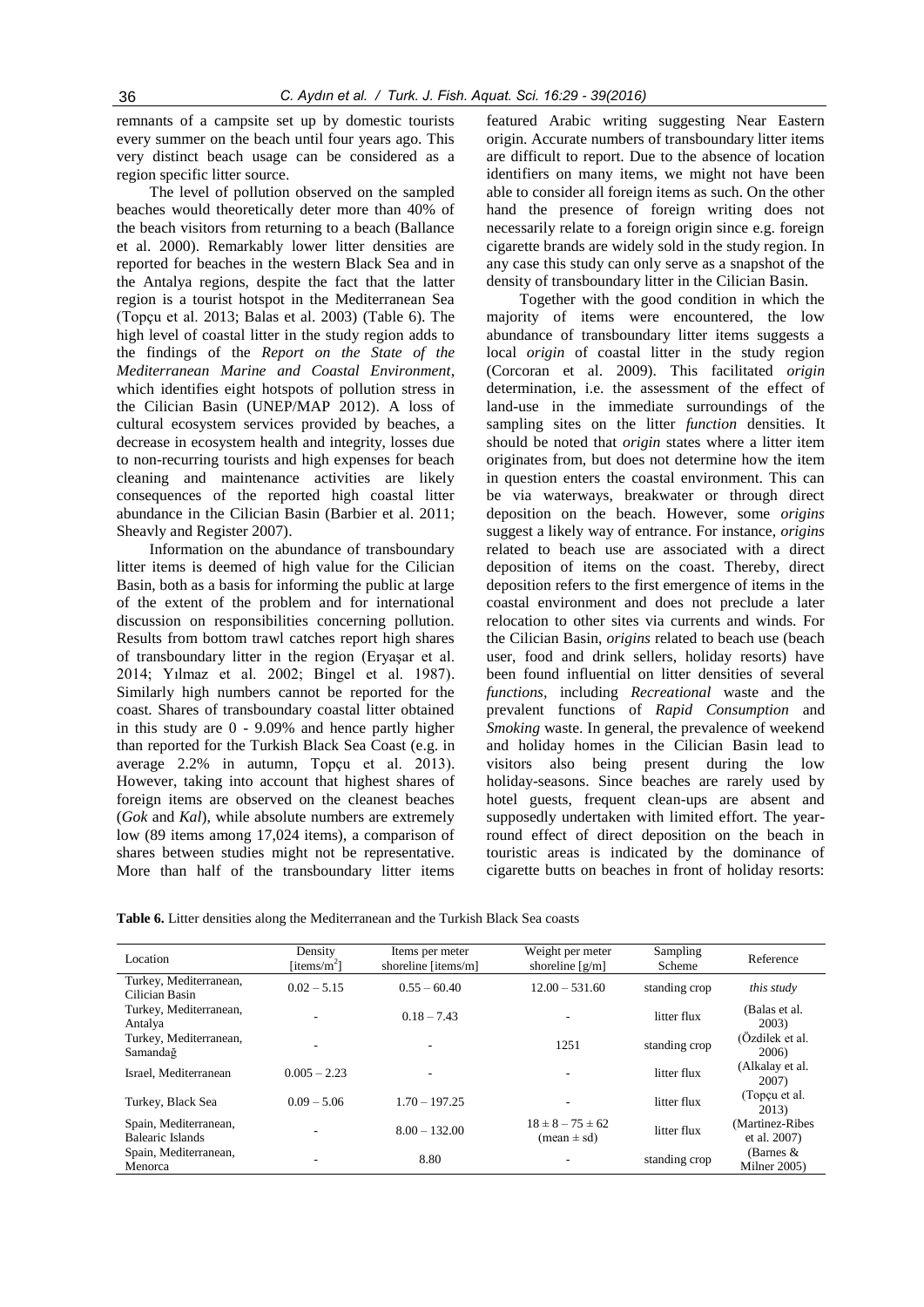remnants of a campsite set up by domestic tourists every summer on the beach until four years ago. This very distinct beach usage can be considered as a region specific litter source.

The level of pollution observed on the sampled beaches would theoretically deter more than 40% of the beach visitors from returning to a beach (Ballance et al. 2000). Remarkably lower litter densities are reported for beaches in the western Black Sea and in the Antalya regions, despite the fact that the latter region is a tourist hotspot in the Mediterranean Sea (Topçu et al. 2013; Balas et al. 2003) (Table 6). The high level of coastal litter in the study region adds to the findings of the *Report on the State of the Mediterranean Marine and Coastal Environment*, which identifies eight hotspots of pollution stress in the Cilician Basin (UNEP/MAP 2012). A loss of cultural ecosystem services provided by beaches, a decrease in ecosystem health and integrity, losses due to non-recurring tourists and high expenses for beach cleaning and maintenance activities are likely consequences of the reported high coastal litter abundance in the Cilician Basin (Barbier et al. 2011; Sheavly and Register 2007).

Information on the abundance of transboundary litter items is deemed of high value for the Cilician Basin, both as a basis for informing the public at large of the extent of the problem and for international discussion on responsibilities concerning pollution. Results from bottom trawl catches report high shares of transboundary litter in the region (Eryaşar et al. 2014; Yılmaz et al. 2002; Bingel et al. 1987). Similarly high numbers cannot be reported for the coast. Shares of transboundary coastal litter obtained in this study are 0 - 9.09% and hence partly higher than reported for the Turkish Black Sea Coast (e.g. in average 2.2% in autumn, Topçu et al. 2013). However, taking into account that highest shares of foreign items are observed on the cleanest beaches (*Gok* and *Kal*), while absolute numbers are extremely low (89 items among 17,024 items), a comparison of shares between studies might not be representative. More than half of the transboundary litter items featured Arabic writing suggesting Near Eastern origin. Accurate numbers of transboundary litter items are difficult to report. Due to the absence of location identifiers on many items, we might not have been able to consider all foreign items as such. On the other hand the presence of foreign writing does not necessarily relate to a foreign origin since e.g. foreign cigarette brands are widely sold in the study region. In any case this study can only serve as a snapshot of the density of transboundary litter in the Cilician Basin.

Together with the good condition in which the majority of items were encountered, the low abundance of transboundary litter items suggests a local *origin* of coastal litter in the study region (Corcoran et al. 2009). This facilitated *origin* determination, i.e. the assessment of the effect of land-use in the immediate surroundings of the sampling sites on the litter *function* densities. It should be noted that *origin* states where a litter item originates from, but does not determine how the item in question enters the coastal environment. This can be via waterways, breakwater or through direct deposition on the beach. However, some *origins* suggest a likely way of entrance. For instance, *origins* related to beach use are associated with a direct deposition of items on the coast. Thereby, direct deposition refers to the first emergence of items in the coastal environment and does not preclude a later relocation to other sites via currents and winds. For the Cilician Basin, *origins* related to beach use (beach user, food and drink sellers, holiday resorts) have been found influential on litter densities of several *functions,* including *Recreational* waste and the prevalent functions of *Rapid Consumption* and *Smoking* waste. In general, the prevalence of weekend and holiday homes in the Cilician Basin lead to visitors also being present during the low holiday-seasons. Since beaches are rarely used by hotel guests, frequent clean-ups are absent and supposedly undertaken with limited effort. The year-round effect of direct deposition on the beach in touristic areas is indicated by the dominance of cigarette butts on beaches in front of holiday resorts:

**Table 6.** Litter densities along the Mediterranean and the Turkish Black Sea coasts

| Location | Density [items/m$^2$] | Items per meter shoreline [items/m] | Weight per meter shoreline [g/m] | Sampling Scheme | Reference |
|---|---|---|---|---|---|
| Turkey, Mediterranean, Cilician Basin | 0.02 – 5.15 | 0.55 – 60.40 | 12.00 – 531.60 | standing crop | *this study* |
| Turkey, Mediterranean, Antalya | - | 0.18 – 7.43 | - | litter flux | (Balas et al. 2003) |
| Turkey, Mediterranean, Samandağ | - | - | 1251 | standing crop | (Özdilek et al. 2006) |
| Israel, Mediterranean | 0.005 – 2.23 | - | - | litter flux | (Alkalay et al. 2007) |
| Turkey, Black Sea | 0.09 – 5.06 | 1.70 – 197.25 | - | litter flux | (Topçu et al. 2013) |
| Spain, Mediterranean, Balearic Islands | - | 8.00 – 132.00 | 18 ± 8 – 75 ± 62 (mean ± sd) | litter flux | (Martinez-Ribes et al. 2007) |
| Spain, Mediterranean, Menorca | - | 8.80 | - | standing crop | (Barnes & Milner 2005) |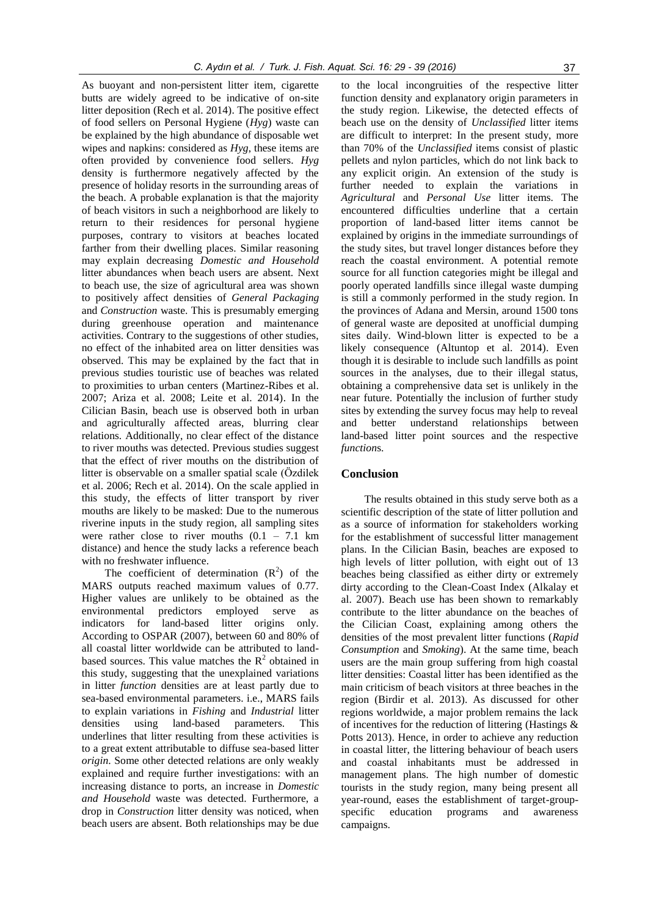As buoyant and non-persistent litter item, cigarette butts are widely agreed to be indicative of on-site litter deposition (Rech et al. 2014). The positive effect of food sellers on Personal Hygiene (*Hyg*) waste can be explained by the high abundance of disposable wet wipes and napkins: considered as *Hyg*, these items are often provided by convenience food sellers. *Hyg* density is furthermore negatively affected by the presence of holiday resorts in the surrounding areas of the beach. A probable explanation is that the majority of beach visitors in such a neighborhood are likely to return to their residences for personal hygiene purposes, contrary to visitors at beaches located farther from their dwelling places. Similar reasoning may explain decreasing *Domestic and Household* litter abundances when beach users are absent. Next to beach use, the size of agricultural area was shown to positively affect densities of *General Packaging* and *Construction* waste. This is presumably emerging during greenhouse operation and maintenance activities. Contrary to the suggestions of other studies, no effect of the inhabited area on litter densities was observed. This may be explained by the fact that in previous studies touristic use of beaches was related to proximities to urban centers (Martinez-Ribes et al. 2007; Ariza et al. 2008; Leite et al. 2014). In the Cilician Basin, beach use is observed both in urban and agriculturally affected areas, blurring clear relations. Additionally, no clear effect of the distance to river mouths was detected. Previous studies suggest that the effect of river mouths on the distribution of litter is observable on a smaller spatial scale (Özdilek et al. 2006; Rech et al. 2014). On the scale applied in this study, the effects of litter transport by river mouths are likely to be masked: Due to the numerous riverine inputs in the study region, all sampling sites were rather close to river mouths (0.1 – 7.1 km distance) and hence the study lacks a reference beach with no freshwater influence.

The coefficient of determination ($R^2$) of the MARS outputs reached maximum values of 0.77. Higher values are unlikely to be obtained as the environmental predictors employed serve as indicators for land-based litter origins only. According to OSPAR (2007), between 60 and 80% of all coastal litter worldwide can be attributed to land-based sources. This value matches the $R^2$ obtained in this study, suggesting that the unexplained variations in litter *function* densities are at least partly due to sea-based environmental parameters. i.e., MARS fails to explain variations in *Fishing* and *Industrial* litter densities using land-based parameters. This underlines that litter resulting from these activities is to a great extent attributable to diffuse sea-based litter *origin*. Some other detected relations are only weakly explained and require further investigations: with an increasing distance to ports, an increase in *Domestic and Household* waste was detected. Furthermore, a drop in *Construction* litter density was noticed, when beach users are absent. Both relationships may be due to the local incongruities of the respective litter function density and explanatory origin parameters in the study region. Likewise, the detected effects of beach use on the density of *Unclassified* litter items are difficult to interpret: In the present study, more than 70% of the *Unclassified* items consist of plastic pellets and nylon particles, which do not link back to any explicit origin. An extension of the study is further needed to explain the variations in *Agricultural* and *Personal Use* litter items. The encountered difficulties underline that a certain proportion of land-based litter items cannot be explained by origins in the immediate surroundings of the study sites, but travel longer distances before they reach the coastal environment. A potential remote source for all function categories might be illegal and poorly operated landfills since illegal waste dumping is still a commonly performed in the study region. In the provinces of Adana and Mersin, around 1500 tons of general waste are deposited at unofficial dumping sites daily. Wind-blown litter is expected to be a likely consequence (Altuntop et al. 2014). Even though it is desirable to include such landfills as point sources in the analyses, due to their illegal status, obtaining a comprehensive data set is unlikely in the near future. Potentially the inclusion of further study sites by extending the survey focus may help to reveal and better understand relationships between land-based litter point sources and the respective *function*s.

## Conclusion

The results obtained in this study serve both as a scientific description of the state of litter pollution and as a source of information for stakeholders working for the establishment of successful litter management plans. In the Cilician Basin, beaches are exposed to high levels of litter pollution, with eight out of 13 beaches being classified as either dirty or extremely dirty according to the Clean-Coast Index (Alkalay et al. 2007). Beach use has been shown to remarkably contribute to the litter abundance on the beaches of the Cilician Coast, explaining among others the densities of the most prevalent litter functions (*Rapid Consumption* and *Smoking*). At the same time, beach users are the main group suffering from high coastal litter densities: Coastal litter has been identified as the main criticism of beach visitors at three beaches in the region (Birdir et al. 2013). As discussed for other regions worldwide, a major problem remains the lack of incentives for the reduction of littering (Hastings & Potts 2013). Hence, in order to achieve any reduction in coastal litter, the littering behaviour of beach users and coastal inhabitants must be addressed in management plans. The high number of domestic tourists in the study region, many being present all year-round, eases the establishment of target-group-specific education programs and awareness campaigns.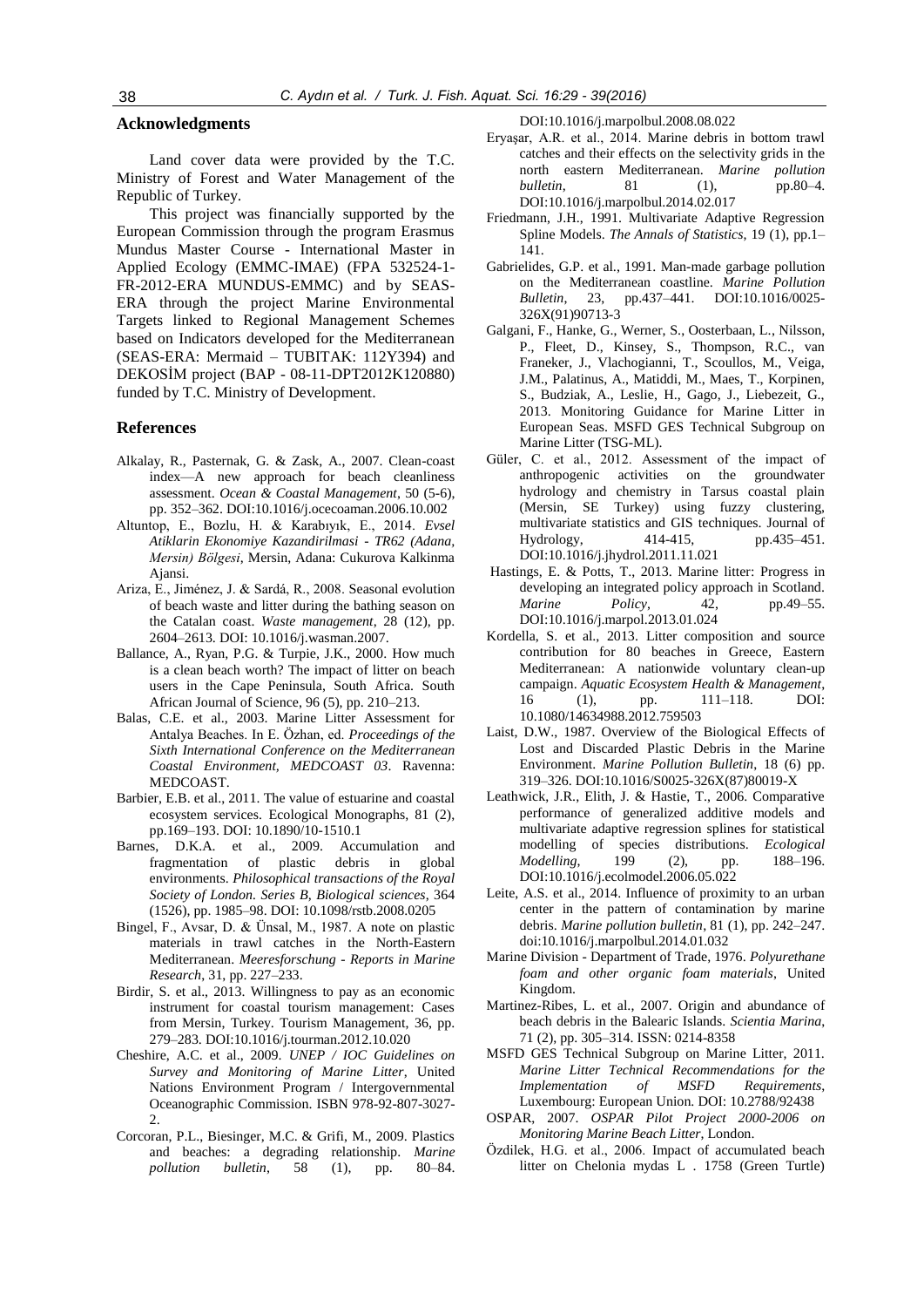## Acknowledgments

Land cover data were provided by the T.C. Ministry of Forest and Water Management of the Republic of Turkey.

This project was financially supported by the European Commission through the program Erasmus Mundus Master Course - International Master in Applied Ecology (EMMC-IMAE) (FPA 532524-1-FR-2012-ERA MUNDUS-EMMC) and by SEAS-ERA through the project Marine Environmental Targets linked to Regional Management Schemes based on Indicators developed for the Mediterranean (SEAS-ERA: Mermaid – TUBITAK: 112Y394) and DEKOSİM project (BAP - 08-11-DPT2012K120880) funded by T.C. Ministry of Development.

## References

- Alkalay, R., Pasternak, G. & Zask, A., 2007. Clean-coast index—A new approach for beach cleanliness assessment. *Ocean & Coastal Management*, 50 (5-6), pp. 352–362. DOI:10.1016/j.ocecoaman.2006.10.002
- Altuntop, E., Bozlu, H. & Karabıyık, E., 2014. *Evsel Atiklarin Ekonomiye Kazandirilmasi - TR62 (Adana, Mersin) Bölgesi*, Mersin, Adana: Cukurova Kalkinma Ajansi.
- Ariza, E., Jiménez, J. & Sardá, R., 2008. Seasonal evolution of beach waste and litter during the bathing season on the Catalan coast. *Waste management*, 28 (12), pp. 2604–2613. DOI: 10.1016/j.wasman.2007.
- Ballance, A., Ryan, P.G. & Turpie, J.K., 2000. How much is a clean beach worth? The impact of litter on beach users in the Cape Peninsula, South Africa. South African Journal of Science, 96 (5), pp. 210–213.
- Balas, C.E. et al., 2003. Marine Litter Assessment for Antalya Beaches. In E. Özhan, ed. *Proceedings of the Sixth International Conference on the Mediterranean Coastal Environment, MEDCOAST 03*. Ravenna: MEDCOAST.
- Barbier, E.B. et al., 2011. The value of estuarine and coastal ecosystem services. Ecological Monographs, 81 (2), pp.169–193. DOI: 10.1890/10-1510.1
- Barnes, D.K.A. et al., 2009. Accumulation and fragmentation of plastic debris in global environments. *Philosophical transactions of the Royal Society of London. Series B, Biological sciences*, 364 (1526), pp. 1985–98. DOI: 10.1098/rstb.2008.0205
- Bingel, F., Avsar, D. & Ünsal, M., 1987. A note on plastic materials in trawl catches in the North-Eastern Mediterranean. *Meeresforschung - Reports in Marine Research*, 31, pp. 227–233.
- Birdir, S. et al., 2013. Willingness to pay as an economic instrument for coastal tourism management: Cases from Mersin, Turkey. Tourism Management, 36, pp. 279–283. DOI:10.1016/j.tourman.2012.10.020
- Cheshire, A.C. et al., 2009. *UNEP / IOC Guidelines on Survey and Monitoring of Marine Litter*, United Nations Environment Program / Intergovernmental Oceanographic Commission. ISBN 978-92-807-3027-2.
- Corcoran, P.L., Biesinger, M.C. & Grifi, M., 2009. Plastics and beaches: a degrading relationship. *Marine pollution bulletin*, 58 (1), pp. 80–84. DOI:10.1016/j.marpolbul.2008.08.022
- Eryaşar, A.R. et al., 2014. Marine debris in bottom trawl catches and their effects on the selectivity grids in the north eastern Mediterranean. *Marine pollution bulletin*, 81 (1), pp.80–4. DOI:10.1016/j.marpolbul.2014.02.017
- Friedmann, J.H., 1991. Multivariate Adaptive Regression Spline Models. *The Annals of Statistics*, 19 (1), pp.1–141.
- Gabrielides, G.P. et al., 1991. Man-made garbage pollution on the Mediterranean coastline. *Marine Pollution Bulletin*, 23, pp.437–441. DOI:10.1016/0025-326X(91)90713-3
- Galgani, F., Hanke, G., Werner, S., Oosterbaan, L., Nilsson, P., Fleet, D., Kinsey, S., Thompson, R.C., van Franeker, J., Vlachogianni, T., Scoullos, M., Veiga, J.M., Palatinus, A., Matiddi, M., Maes, T., Korpinen, S., Budziak, A., Leslie, H., Gago, J., Liebezeit, G., 2013. Monitoring Guidance for Marine Litter in European Seas. MSFD GES Technical Subgroup on Marine Litter (TSG-ML).
- Güler, C. et al., 2012. Assessment of the impact of anthropogenic activities on the groundwater hydrology and chemistry in Tarsus coastal plain (Mersin, SE Turkey) using fuzzy clustering, multivariate statistics and GIS techniques. Journal of Hydrology, 414-415, pp.435–451. DOI:10.1016/j.jhydrol.2011.11.021
- Hastings, E. & Potts, T., 2013. Marine litter: Progress in developing an integrated policy approach in Scotland. *Marine Policy*, 42, pp.49–55. DOI:10.1016/j.marpol.2013.01.024
- Kordella, S. et al., 2013. Litter composition and source contribution for 80 beaches in Greece, Eastern Mediterranean: A nationwide voluntary clean-up campaign. *Aquatic Ecosystem Health & Management*, 16 (1), pp. 111–118. DOI: 10.1080/14634988.2012.759503
- Laist, D.W., 1987. Overview of the Biological Effects of Lost and Discarded Plastic Debris in the Marine Environment. *Marine Pollution Bulletin*, 18 (6) pp. 319–326. DOI:10.1016/S0025-326X(87)80019-X
- Leathwick, J.R., Elith, J. & Hastie, T., 2006. Comparative performance of generalized additive models and multivariate adaptive regression splines for statistical modelling of species distributions. *Ecological Modelling*, 199 (2), pp. 188–196. DOI:10.1016/j.ecolmodel.2006.05.022
- Leite, A.S. et al., 2014. Influence of proximity to an urban center in the pattern of contamination by marine debris. *Marine pollution bulletin*, 81 (1), pp. 242–247. doi:10.1016/j.marpolbul.2014.01.032
- Marine Division - Department of Trade, 1976. *Polyurethane foam and other organic foam materials*, United Kingdom.
- Martinez-Ribes, L. et al., 2007. Origin and abundance of beach debris in the Balearic Islands. *Scientia Marina*, 71 (2), pp. 305–314. ISSN: 0214-8358
- MSFD GES Technical Subgroup on Marine Litter, 2011. *Marine Litter Technical Recommendations for the Implementation of MSFD Requirements*, Luxembourg: European Union. DOI: 10.2788/92438
- OSPAR, 2007. *OSPAR Pilot Project 2000-2006 on Monitoring Marine Beach Litter*, London.
- Özdilek, H.G. et al., 2006. Impact of accumulated beach litter on Chelonia mydas L . 1758 (Green Turtle)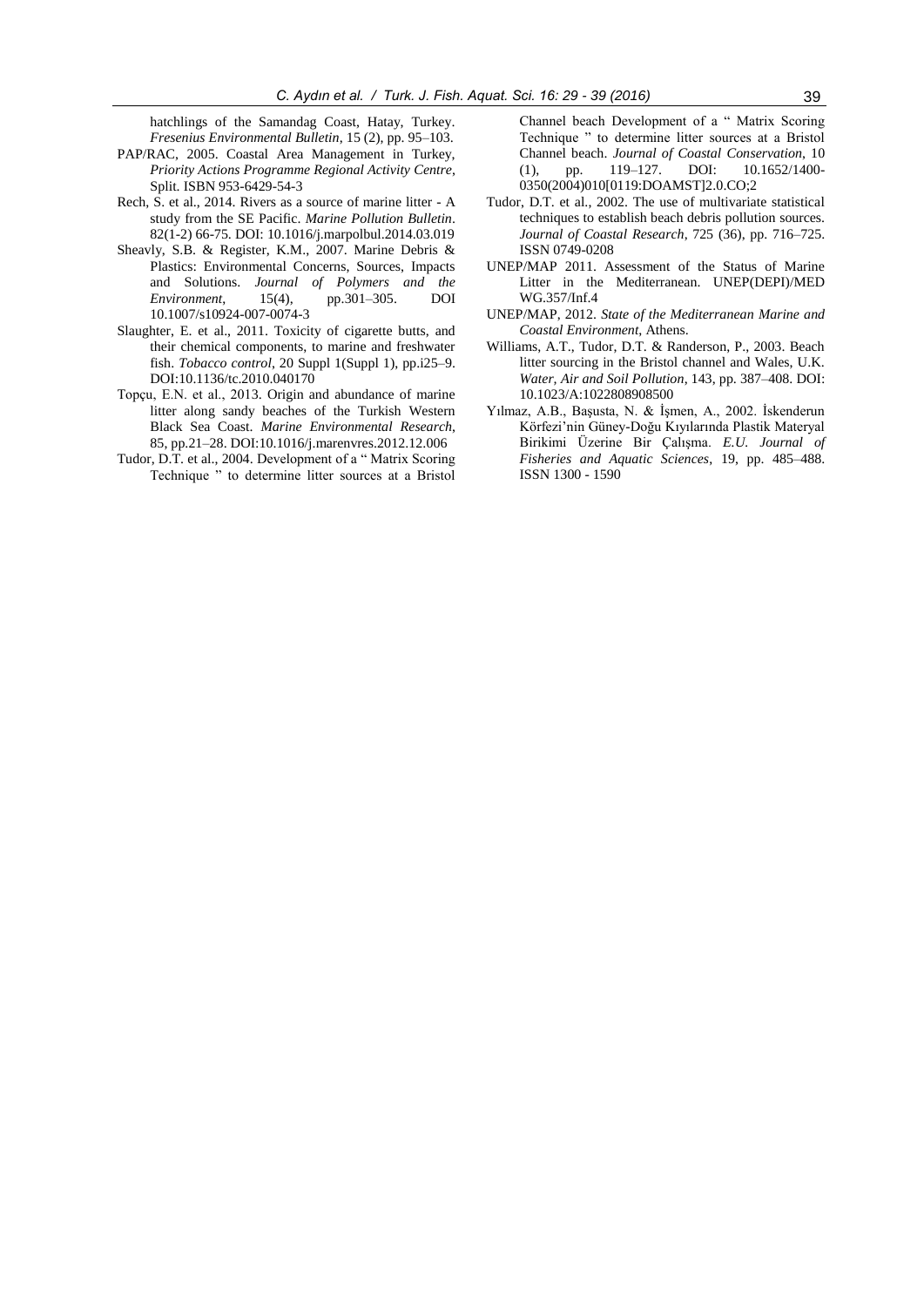hatchlings of the Samandag Coast, Hatay, Turkey. *Fresenius Environmental Bulletin*, 15 (2), pp. 95–103.

PAP/RAC, 2005. Coastal Area Management in Turkey, *Priority Actions Programme Regional Activity Centre*, Split. ISBN 953-6429-54-3

Rech, S. et al., 2014. Rivers as a source of marine litter - A study from the SE Pacific. *Marine Pollution Bulletin*. 82(1-2) 66-75. DOI: 10.1016/j.marpolbul.2014.03.019

Sheavly, S.B. & Register, K.M., 2007. Marine Debris & Plastics: Environmental Concerns, Sources, Impacts and Solutions. *Journal of Polymers and the Environment*, 15(4), pp.301–305. DOI 10.1007/s10924-007-0074-3

Slaughter, E. et al., 2011. Toxicity of cigarette butts, and their chemical components, to marine and freshwater fish. *Tobacco control*, 20 Suppl 1(Suppl 1), pp.i25–9. DOI:10.1136/tc.2010.040170

Topçu, E.N. et al., 2013. Origin and abundance of marine litter along sandy beaches of the Turkish Western Black Sea Coast. *Marine Environmental Research*, 85, pp.21–28. DOI:10.1016/j.marenvres.2012.12.006

Tudor, D.T. et al., 2004. Development of a " Matrix Scoring Technique " to determine litter sources at a Bristol Channel beach Development of a " Matrix Scoring Technique " to determine litter sources at a Bristol Channel beach. *Journal of Coastal Conservation*, 10 (1), pp. 119–127. DOI: 10.1652/1400-0350(2004)010[0119:DOAMST]2.0.CO;2

Tudor, D.T. et al., 2002. The use of multivariate statistical techniques to establish beach debris pollution sources. *Journal of Coastal Research*, 725 (36), pp. 716–725. ISSN 0749-0208

UNEP/MAP 2011. Assessment of the Status of Marine Litter in the Mediterranean. UNEP(DEPI)/MED WG.357/Inf.4

UNEP/MAP, 2012. *State of the Mediterranean Marine and Coastal Environment*, Athens.

Williams, A.T., Tudor, D.T. & Randerson, P., 2003. Beach litter sourcing in the Bristol channel and Wales, U.K. *Water, Air and Soil Pollution*, 143, pp. 387–408. DOI: 10.1023/A:1022808908500

Yılmaz, A.B., Başusta, N. & İşmen, A., 2002. İskenderun Körfezi'nin Güney-Doğu Kıyılarında Plastik Materyal Birikimi Üzerine Bir Çalışma. *E.U. Journal of Fisheries and Aquatic Sciences*, 19, pp. 485–488. ISSN 1300 - 1590